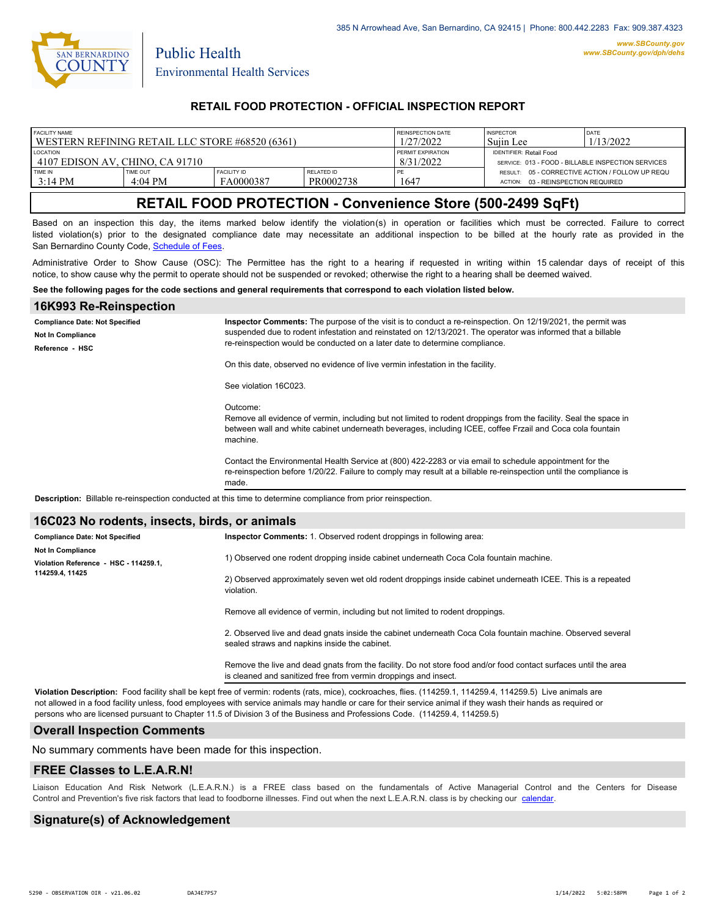385 N Arrowhead Ave, San Bernardino, CA 92415 | Phone: 800.442.2283 Fax: 909.387.4323

www.SBCounty.gov
www.SBCounty.gov/dph/dehs

Public Health
Environmental Health Services

## RETAIL FOOD PROTECTION - OFFICIAL INSPECTION REPORT

| FACILITY NAME | | | | REINSPECTION DATE | INSPECTOR | DATE |
|---|---|---|---|---|---|---|
| WESTERN REFINING RETAIL LLC STORE #68520 (6361) | | | | 1/27/2022 | Sujin Lee | 1/13/2022 |
| LOCATION | | | | PERMIT EXPIRATION | IDENTIFIER: Retail Food | |
| 4107 EDISON AV, CHINO, CA 91710 | | | | 8/31/2022 | SERVICE: 013 - FOOD - BILLABLE INSPECTION SERVICES | |
| TIME IN | TIME OUT | FACILITY ID | RELATED ID | PE | RESULT: 05 - CORRECTIVE ACTION / FOLLOW UP REQU | |
| 3:14 PM | 4:04 PM | FA0000387 | PR0002738 | 1647 | ACTION: 03 - REINSPECTION REQUIRED | |

# RETAIL FOOD PROTECTION - Convenience Store (500-2499 SqFt)

Based on an inspection this day, the items marked below identify the violation(s) in operation or facilities which must be corrected. Failure to correct listed violation(s) prior to the designated compliance date may necessitate an additional inspection to be billed at the hourly rate as provided in the San Bernardino County Code, Schedule of Fees.

Administrative Order to Show Cause (OSC): The Permittee has the right to a hearing if requested in writing within 15 calendar days of receipt of this notice, to show cause why the permit to operate should not be suspended or revoked; otherwise the right to a hearing shall be deemed waived.

**See the following pages for the code sections and general requirements that correspond to each violation listed below.**

## 16K993 Re-Reinspection

**Compliance Date: Not Specified**
**Not In Compliance**
**Reference - HSC**

**Inspector Comments:** The purpose of the visit is to conduct a re-reinspection. On 12/19/2021, the permit was suspended due to rodent infestation and reinstated on 12/13/2021. The operator was informed that a billable re-reinspection would be conducted on a later date to determine compliance.

On this date, observed no evidence of live vermin infestation in the facility.

See violation 16C023.

Outcome:
Remove all evidence of vermin, including but not limited to rodent droppings from the facility. Seal the space in between wall and white cabinet underneath beverages, including ICEE, coffee Frzail and Coca cola fountain machine.

Contact the Environmental Health Service at (800) 422-2283 or via email to schedule appointment for the re-reinspection before 1/20/22. Failure to comply may result at a billable re-reinspection until the compliance is made.

**Description:** Billable re-reinspection conducted at this time to determine compliance from prior reinspection.

## 16C023 No rodents, insects, birds, or animals

**Compliance Date: Not Specified**
**Not In Compliance**
**Violation Reference - HSC - 114259.1, 114259.4, 11425**

**Inspector Comments:** 1. Observed rodent droppings in following area:

1) Observed one rodent dropping inside cabinet underneath Coca Cola fountain machine.

2) Observed approximately seven wet old rodent droppings inside cabinet underneath ICEE. This is a repeated violation.

Remove all evidence of vermin, including but not limited to rodent droppings.

2. Observed live and dead gnats inside the cabinet underneath Coca Cola fountain machine. Observed several sealed straws and napkins inside the cabinet.

Remove the live and dead gnats from the facility. Do not store food and/or food contact surfaces until the area is cleaned and sanitized free from vermin droppings and insect.

**Violation Description:** Food facility shall be kept free of vermin: rodents (rats, mice), cockroaches, flies. (114259.1, 114259.4, 114259.5) Live animals are not allowed in a food facility unless, food employees with service animals may handle or care for their service animal if they wash their hands as required or persons who are licensed pursuant to Chapter 11.5 of Division 3 of the Business and Professions Code. (114259.4, 114259.5)

## Overall Inspection Comments

No summary comments have been made for this inspection.

## FREE Classes to L.E.A.R.N!

Liaison Education And Risk Network (L.E.A.R.N.) is a FREE class based on the fundamentals of Active Managerial Control and the Centers for Disease Control and Prevention's five risk factors that lead to foodborne illnesses. Find out when the next L.E.A.R.N. class is by checking our calendar.

## Signature(s) of Acknowledgement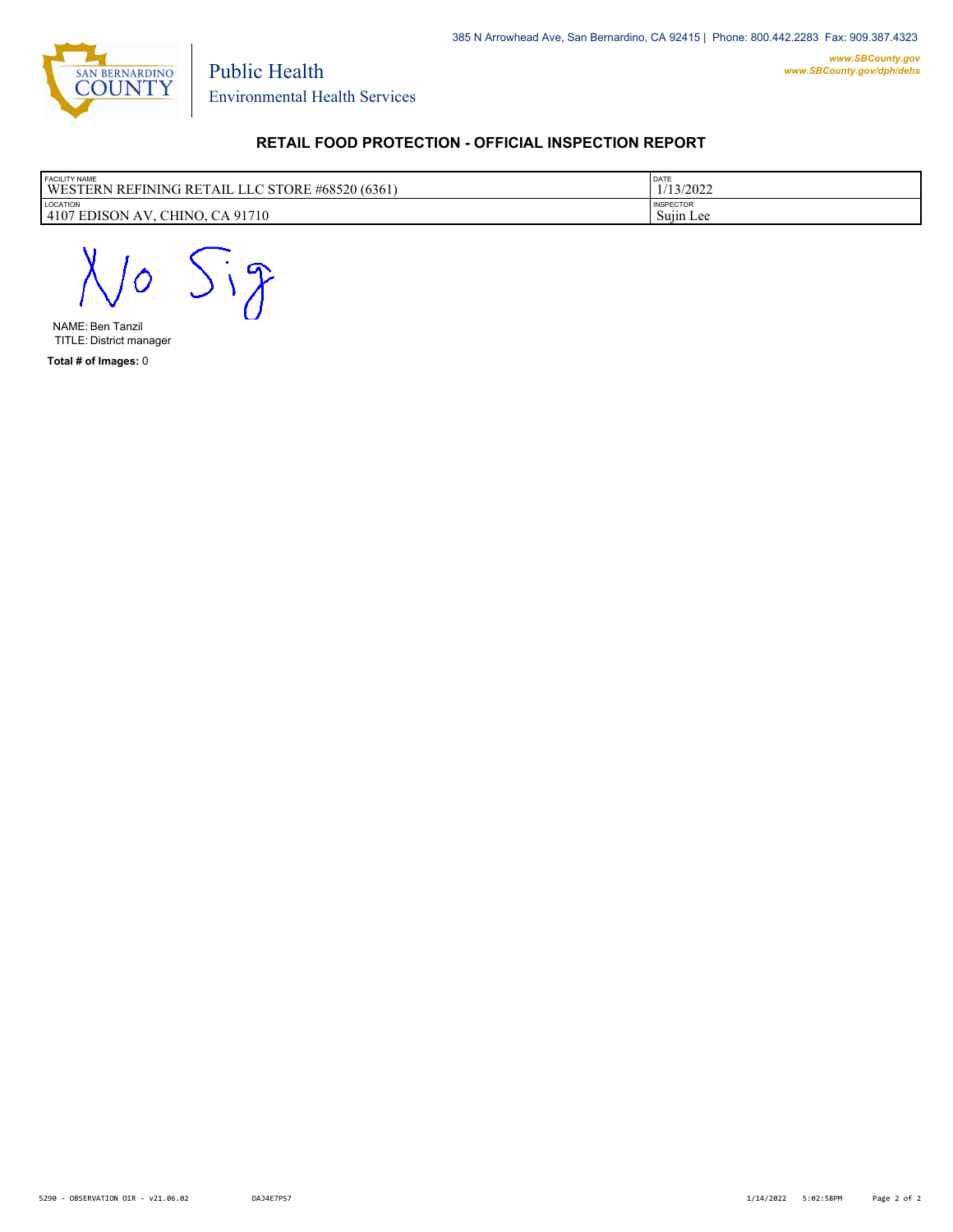385 N Arrowhead Ave, San Bernardino, CA 92415 | Phone: 800.442.2283 Fax: 909.387.4323

*www.SBCounty.gov*
*www.SBCounty.gov/dph/dehs*

SAN BERNARDINO COUNTY

Public Health
Environmental Health Services

## RETAIL FOOD PROTECTION - OFFICIAL INSPECTION REPORT

| | |
|---|---|
| FACILITY NAME<br>WESTERN REFINING RETAIL LLC STORE #68520 (6361) | DATE<br>1/13/2022 |
| LOCATION<br>4107 EDISON AV, CHINO, CA 91710 | INSPECTOR<br>Sujin Lee |

No Sig

NAME: Ben Tanzil
TITLE: District manager

**Total # of Images:** 0

5290 - OBSERVATION OIR - v21.06.02 DAJ4E7PS7 1/14/2022 5:02:58PM